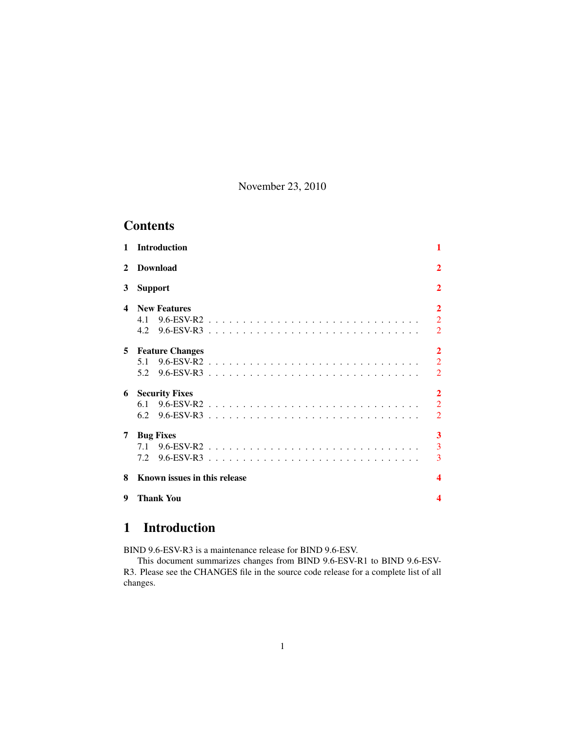November 23, 2010

## Contents

1 Introduction 1

2 Download 2

3 Support 2

4 New Features 2
- 4.1 9.6-ESV-R2 2
- 4.2 9.6-ESV-R3 2

5 Feature Changes 2
- 5.1 9.6-ESV-R2 2
- 5.2 9.6-ESV-R3 2

6 Security Fixes 2
- 6.1 9.6-ESV-R2 2
- 6.2 9.6-ESV-R3 2

7 Bug Fixes 3
- 7.1 9.6-ESV-R2 3
- 7.2 9.6-ESV-R3 3

8 Known issues in this release 4

9 Thank You 4

# 1 Introduction

BIND 9.6-ESV-R3 is a maintenance release for BIND 9.6-ESV.

This document summarizes changes from BIND 9.6-ESV-R1 to BIND 9.6-ESV-R3. Please see the CHANGES file in the source code release for a complete list of all changes.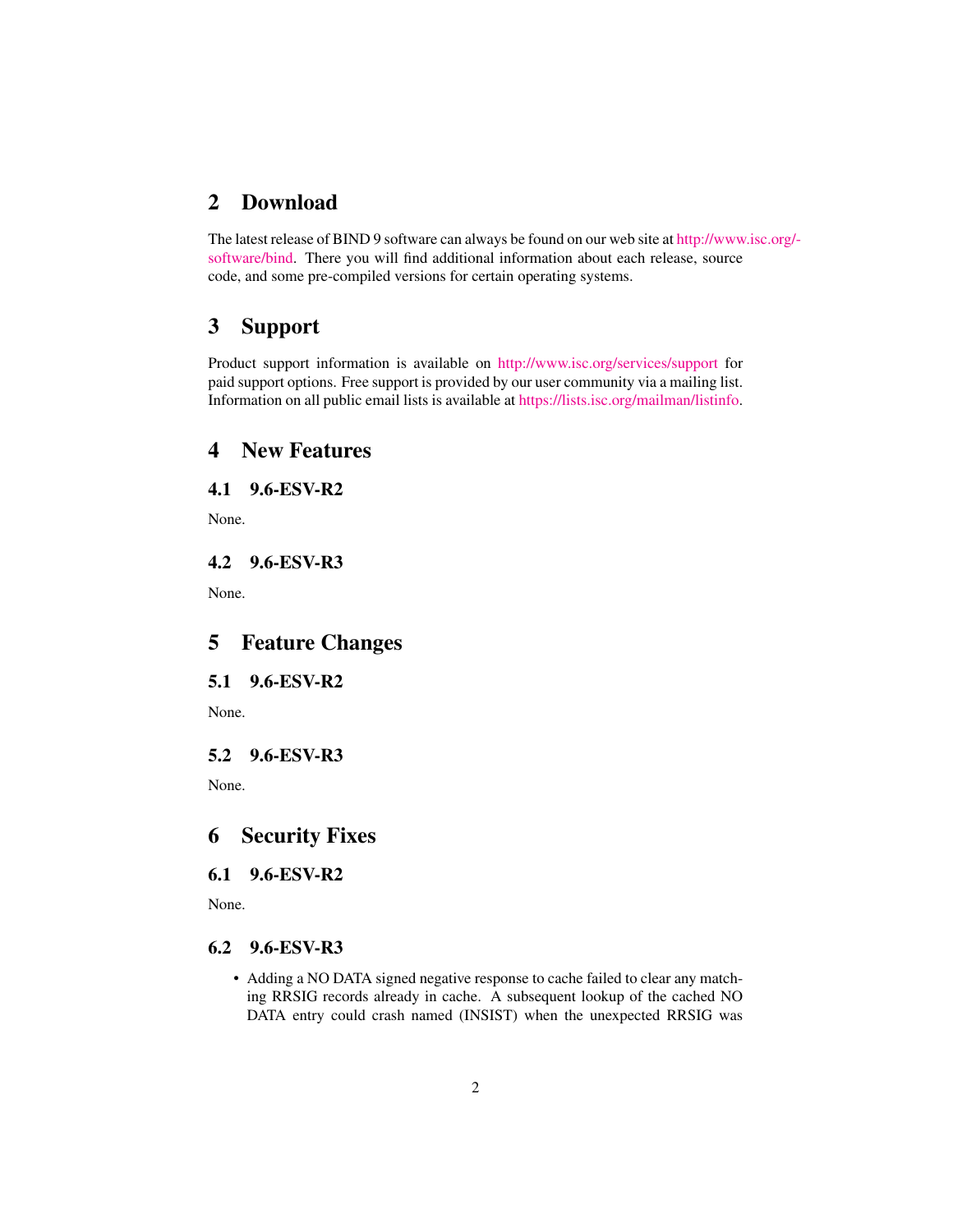## 2 Download

The latest release of BIND 9 software can always be found on our web site at http://www.isc.org/software/bind. There you will find additional information about each release, source code, and some pre-compiled versions for certain operating systems.

## 3 Support

Product support information is available on http://www.isc.org/services/support for paid support options. Free support is provided by our user community via a mailing list. Information on all public email lists is available at https://lists.isc.org/mailman/listinfo.

## 4 New Features

### 4.1 9.6-ESV-R2

None.

### 4.2 9.6-ESV-R3

None.

## 5 Feature Changes

### 5.1 9.6-ESV-R2

None.

### 5.2 9.6-ESV-R3

None.

## 6 Security Fixes

### 6.1 9.6-ESV-R2

None.

### 6.2 9.6-ESV-R3

- Adding a NO DATA signed negative response to cache failed to clear any matching RRSIG records already in cache. A subsequent lookup of the cached NO DATA entry could crash named (INSIST) when the unexpected RRSIG was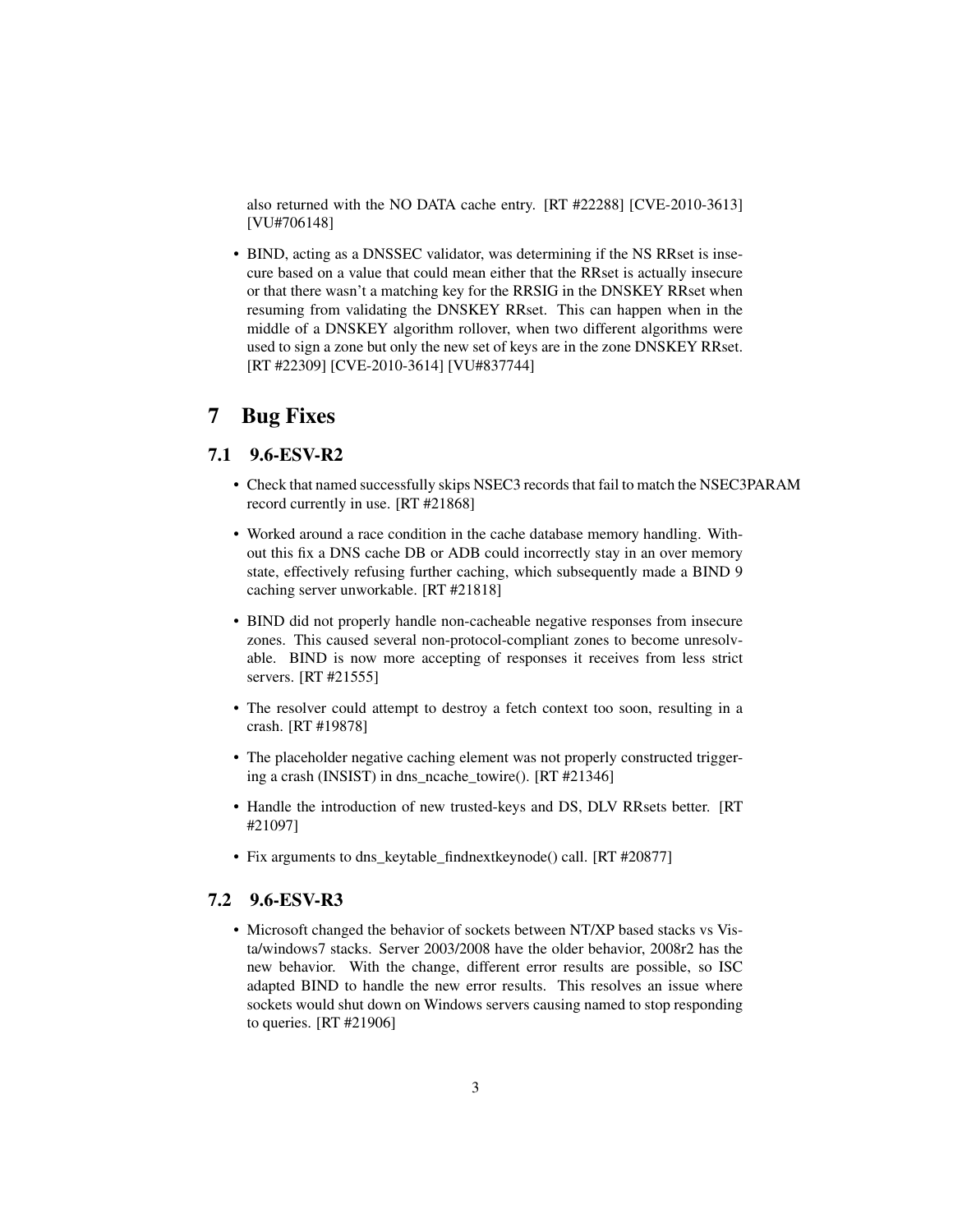also returned with the NO DATA cache entry. [RT #22288] [CVE-2010-3613] [VU#706148]

- BIND, acting as a DNSSEC validator, was determining if the NS RRset is insecure based on a value that could mean either that the RRset is actually insecure or that there wasn't a matching key for the RRSIG in the DNSKEY RRset when resuming from validating the DNSKEY RRset. This can happen when in the middle of a DNSKEY algorithm rollover, when two different algorithms were used to sign a zone but only the new set of keys are in the zone DNSKEY RRset. [RT #22309] [CVE-2010-3614] [VU#837744]

# 7 Bug Fixes

## 7.1 9.6-ESV-R2

- Check that named successfully skips NSEC3 records that fail to match the NSEC3PARAM record currently in use. [RT #21868]
- Worked around a race condition in the cache database memory handling. Without this fix a DNS cache DB or ADB could incorrectly stay in an over memory state, effectively refusing further caching, which subsequently made a BIND 9 caching server unworkable. [RT #21818]
- BIND did not properly handle non-cacheable negative responses from insecure zones. This caused several non-protocol-compliant zones to become unresolvable. BIND is now more accepting of responses it receives from less strict servers. [RT #21555]
- The resolver could attempt to destroy a fetch context too soon, resulting in a crash. [RT #19878]
- The placeholder negative caching element was not properly constructed triggering a crash (INSIST) in dns_ncache_towire(). [RT #21346]
- Handle the introduction of new trusted-keys and DS, DLV RRsets better. [RT #21097]
- Fix arguments to dns_keytable_findnextkeynode() call. [RT #20877]

## 7.2 9.6-ESV-R3

- Microsoft changed the behavior of sockets between NT/XP based stacks vs Vista/windows7 stacks. Server 2003/2008 have the older behavior, 2008r2 has the new behavior. With the change, different error results are possible, so ISC adapted BIND to handle the new error results. This resolves an issue where sockets would shut down on Windows servers causing named to stop responding to queries. [RT #21906]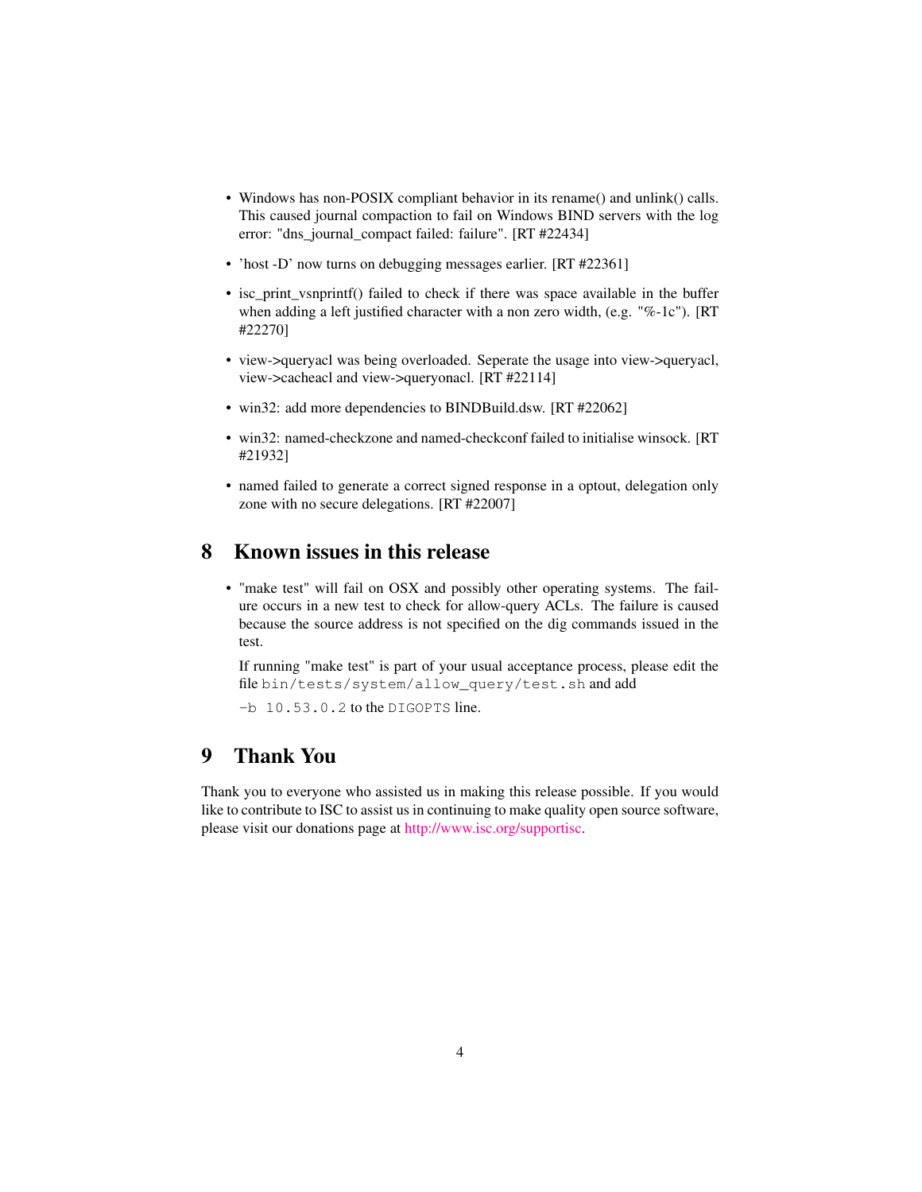- Windows has non-POSIX compliant behavior in its rename() and unlink() calls. This caused journal compaction to fail on Windows BIND servers with the log error: "dns_journal_compact failed: failure". [RT #22434]
- 'host -D' now turns on debugging messages earlier. [RT #22361]
- isc_print_vsnprintf() failed to check if there was space available in the buffer when adding a left justified character with a non zero width, (e.g. "%-1c"). [RT #22270]
- view->queryacl was being overloaded. Seperate the usage into view->queryacl, view->cacheacl and view->queryonacl. [RT #22114]
- win32: add more dependencies to BINDBuild.dsw. [RT #22062]
- win32: named-checkzone and named-checkconf failed to initialise winsock. [RT #21932]
- named failed to generate a correct signed response in a optout, delegation only zone with no secure delegations. [RT #22007]

## 8 Known issues in this release

- "make test" will fail on OSX and possibly other operating systems. The failure occurs in a new test to check for allow-query ACLs. The failure is caused because the source address is not specified on the dig commands issued in the test.

  If running "make test" is part of your usual acceptance process, please edit the file `bin/tests/system/allow_query/test.sh` and add

  `-b 10.53.0.2` to the `DIGOPTS` line.

## 9 Thank You

Thank you to everyone who assisted us in making this release possible. If you would like to contribute to ISC to assist us in continuing to make quality open source software, please visit our donations page at http://www.isc.org/supportisc.